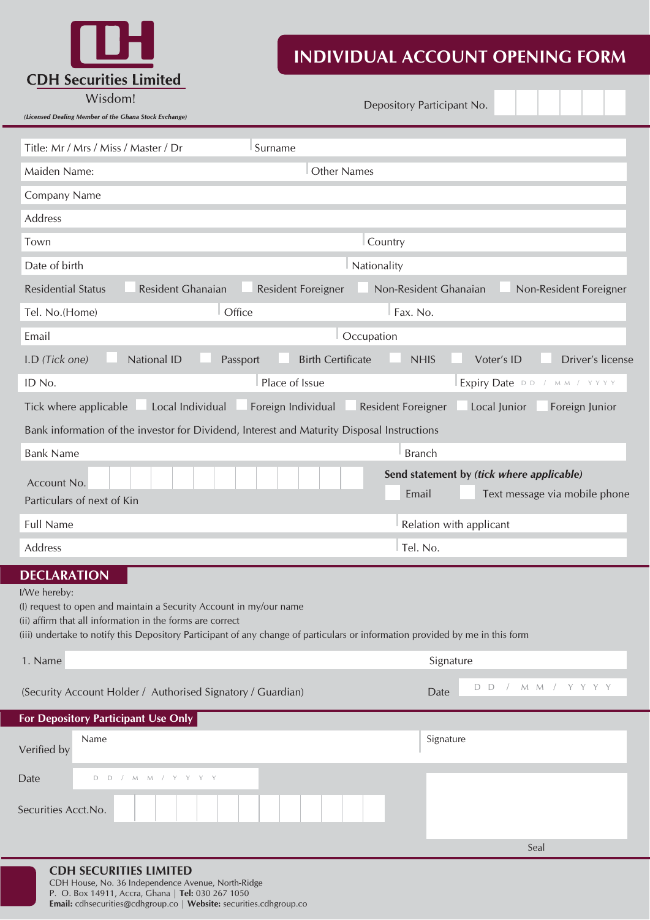**CDH Securities Limited**

Wisdom!

*(Licensed Dealing Member of the Ghana Stock Exchange)*

# INDIVIDUAL ACCOUNT OPENING FORM

Depository Participant No.

Title: Mr / Mrs / Miss / Master / Dr | Surname

Maiden Name: | Other Names

Company Name

Address

Town | Country

Date of birth | Nationality

Residential Status ☐ Resident Ghanaian ☐ Resident Foreigner ☐ Non-Resident Ghanaian ☐ Non-Resident Foreigner

Tel. No.(Home) | Office | Fax. No.

Email | Occupation

I.D *(Tick one)* ☐ National ID ☐ Passport ☐ Birth Certificate ☐ NHIS ☐ Voter's ID ☐ Driver's license

ID No. | Place of Issue | Expiry Date D D / M M / Y Y Y Y

Tick where applicable ☐ Local Individual ☐ Foreign Individual ☐ Resident Foreigner ☐ Local Junior ☐ Foreign Junior

Bank information of the investor for Dividend, Interest and Maturity Disposal Instructions

Bank Name | Branch

Account No.

**Send statement by *(tick where applicable)***

☐ Email ☐ Text message via mobile phone

Particulars of next of Kin

Full Name | Relation with applicant

Address | Tel. No.

## DECLARATION

I/We hereby:

(I) request to open and maintain a Security Account in my/our name

(ii) affirm that all information in the forms are correct

(iii) undertake to notify this Depository Participant of any change of particulars or information provided by me in this form

1. Name | Signature

(Security Account Holder / Authorised Signatory / Guardian) | Date D D / M M / Y Y Y Y

## For Depository Participant Use Only

Verified by | Name | Signature

Date D D / M M / Y Y Y Y

Securities Acct.No.

Seal

**CDH SECURITIES LIMITED**

CDH House, No. 36 Independence Avenue, North-Ridge

P. O. Box 14911, Accra, Ghana | **Tel:** 030 267 1050

**Email:** cdhsecurities@cdhgroup.co | **Website:** securities.cdhgroup.co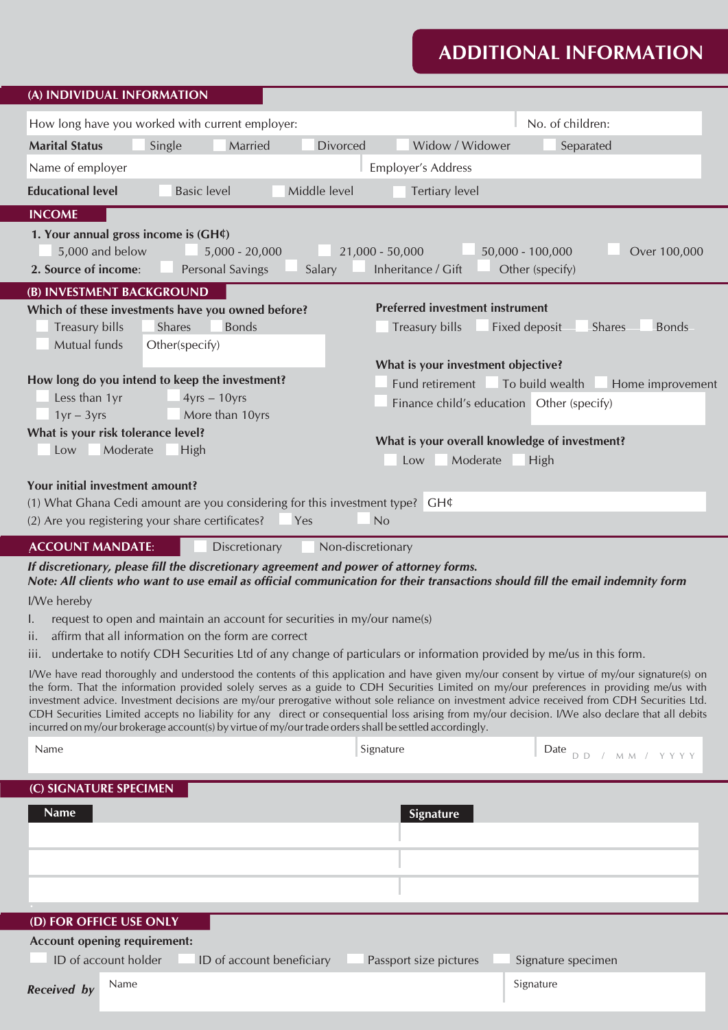# ADDITIONAL INFORMATION

## (A) INDIVIDUAL INFORMATION

How long have you worked with current employer: | No. of children:

**Marital Status** ☐ Single ☐ Married ☐ Divorced ☐ Widow / Widower ☐ Separated

Name of employer | Employer's Address

**Educational level** ☐ Basic level ☐ Middle level ☐ Tertiary level

## INCOME

**1. Your annual gross income is (GH¢)**

☐ 5,000 and below ☐ 5,000 - 20,000 ☐ 21,000 - 50,000 ☐ 50,000 - 100,000 ☐ Over 100,000

**2. Source of income**: ☐ Personal Savings ☐ Salary ☐ Inheritance / Gift ☐ Other (specify)

## (B) INVESTMENT BACKGROUND

**Which of these investments have you owned before?**

☐ Treasury bills ☐ Shares ☐ Bonds
☐ Mutual funds Other(specify)

**Preferred investment instrument**

☐ Treasury bills ☐ Fixed deposit ☐ Shares ☐ Bonds

**What is your investment objective?**

☐ Fund retirement ☐ To build wealth ☐ Home improvement
☐ Finance child's education Other (specify)

**How long do you intend to keep the investment?**

☐ Less than 1yr ☐ 4yrs – 10yrs
☐ 1yr – 3yrs ☐ More than 10yrs

**What is your risk tolerance level?**

☐ Low ☐ Moderate ☐ High

**What is your overall knowledge of investment?**

☐ Low ☐ Moderate ☐ High

**Your initial investment amount?**

(1) What Ghana Cedi amount are you considering for this investment type? GH¢

(2) Are you registering your share certificates? ☐ Yes ☐ No

## ACCOUNT MANDATE: ☐ Discretionary ☐ Non-discretionary

***If discretionary, please fill the discretionary agreement and power of attorney forms.***
***Note: All clients who want to use email as official communication for their transactions should fill the email indemnity form***

I/We hereby

I. request to open and maintain an account for securities in my/our name(s)
ii. affirm that all information on the form are correct
iii. undertake to notify CDH Securities Ltd of any change of particulars or information provided by me/us in this form.

I/We have read thoroughly and understood the contents of this application and have given my/our consent by virtue of my/our signature(s) on the form. That the information provided solely serves as a guide to CDH Securities Limited on my/our preferences in providing me/us with investment advice. Investment decisions are my/our prerogative without sole reliance on investment advice received from CDH Securities Ltd. CDH Securities Limited accepts no liability for any direct or consequential loss arising from my/our decision. I/We also declare that all debits incurred on my/our brokerage account(s) by virtue of my/our trade orders shall be settled accordingly.

| Name | Signature | Date DD / MM / YYYY |
|---|---|---|
| | | |

## (C) SIGNATURE SPECIMEN

| Name | Signature |
|---|---|
| | |
| | |
| | |

## (D) FOR OFFICE USE ONLY

**Account opening requirement:**

☐ ID of account holder ☐ ID of account beneficiary ☐ Passport size pictures ☐ Signature specimen

***Received by*** Name | Signature